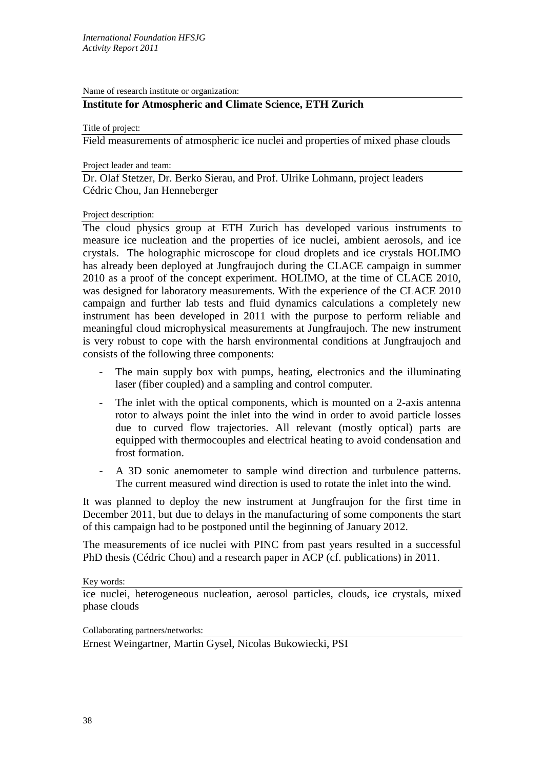Name of research institute or organization:

**Institute for Atmospheric and Climate Science, ETH Zurich**

Title of project:

Field measurements of atmospheric ice nuclei and properties of mixed phase clouds

Project leader and team:

Dr. Olaf Stetzer, Dr. Berko Sierau, and Prof. Ulrike Lohmann, project leaders
Cédric Chou, Jan Henneberger

Project description:

The cloud physics group at ETH Zurich has developed various instruments to measure ice nucleation and the properties of ice nuclei, ambient aerosols, and ice crystals. The holographic microscope for cloud droplets and ice crystals HOLIMO has already been deployed at Jungfraujoch during the CLACE campaign in summer 2010 as a proof of the concept experiment. HOLIMO, at the time of CLACE 2010, was designed for laboratory measurements. With the experience of the CLACE 2010 campaign and further lab tests and fluid dynamics calculations a completely new instrument has been developed in 2011 with the purpose to perform reliable and meaningful cloud microphysical measurements at Jungfraujoch. The new instrument is very robust to cope with the harsh environmental conditions at Jungfraujoch and consists of the following three components:

- The main supply box with pumps, heating, electronics and the illuminating laser (fiber coupled) and a sampling and control computer.
- The inlet with the optical components, which is mounted on a 2-axis antenna rotor to always point the inlet into the wind in order to avoid particle losses due to curved flow trajectories. All relevant (mostly optical) parts are equipped with thermocouples and electrical heating to avoid condensation and frost formation.
- A 3D sonic anemometer to sample wind direction and turbulence patterns. The current measured wind direction is used to rotate the inlet into the wind.

It was planned to deploy the new instrument at Jungfraujon for the first time in December 2011, but due to delays in the manufacturing of some components the start of this campaign had to be postponed until the beginning of January 2012.

The measurements of ice nuclei with PINC from past years resulted in a successful PhD thesis (Cédric Chou) and a research paper in ACP (cf. publications) in 2011.

Key words:

ice nuclei, heterogeneous nucleation, aerosol particles, clouds, ice crystals, mixed phase clouds

Collaborating partners/networks:

Ernest Weingartner, Martin Gysel, Nicolas Bukowiecki, PSI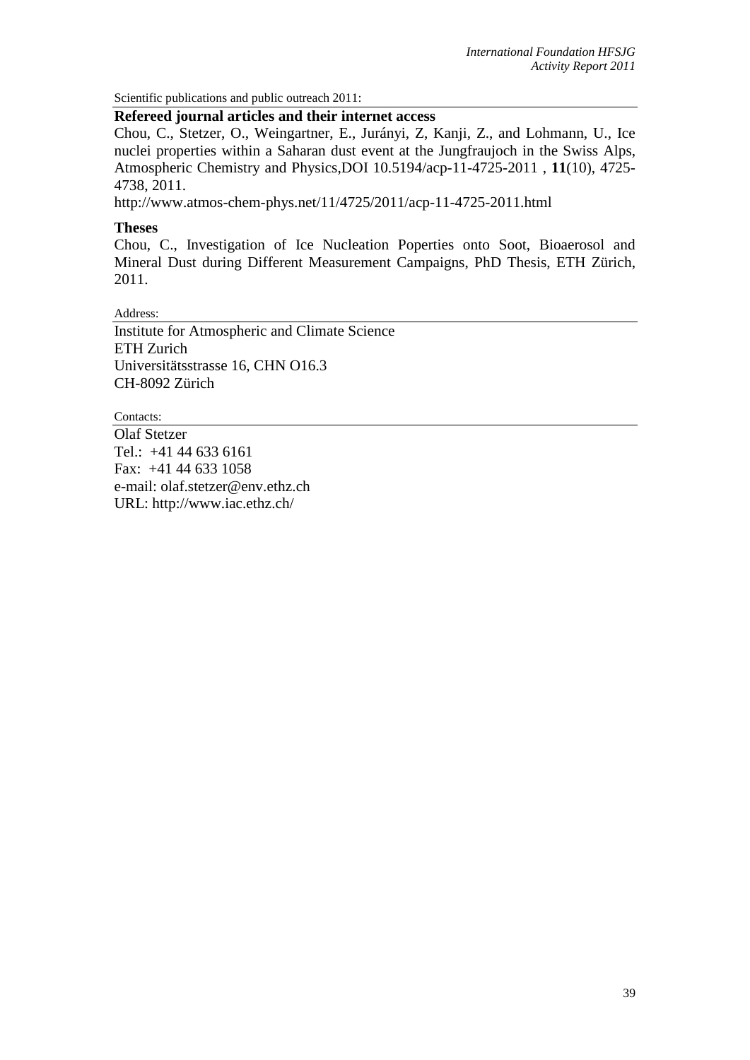Scientific publications and public outreach 2011:

## Refereed journal articles and their internet access

Chou, C., Stetzer, O., Weingartner, E., Jurányi, Z, Kanji, Z., and Lohmann, U., Ice nuclei properties within a Saharan dust event at the Jungfraujoch in the Swiss Alps, Atmospheric Chemistry and Physics,DOI 10.5194/acp-11-4725-2011 , **11**(10), 4725-4738, 2011.

http://www.atmos-chem-phys.net/11/4725/2011/acp-11-4725-2011.html

## Theses

Chou, C., Investigation of Ice Nucleation Poperties onto Soot, Bioaerosol and Mineral Dust during Different Measurement Campaigns, PhD Thesis, ETH Zürich, 2011.

Address:

Institute for Atmospheric and Climate Science
ETH Zurich
Universitätsstrasse 16, CHN O16.3
CH-8092 Zürich

Contacts:

Olaf Stetzer
Tel.: +41 44 633 6161
Fax: +41 44 633 1058
e-mail: olaf.stetzer@env.ethz.ch
URL: http://www.iac.ethz.ch/